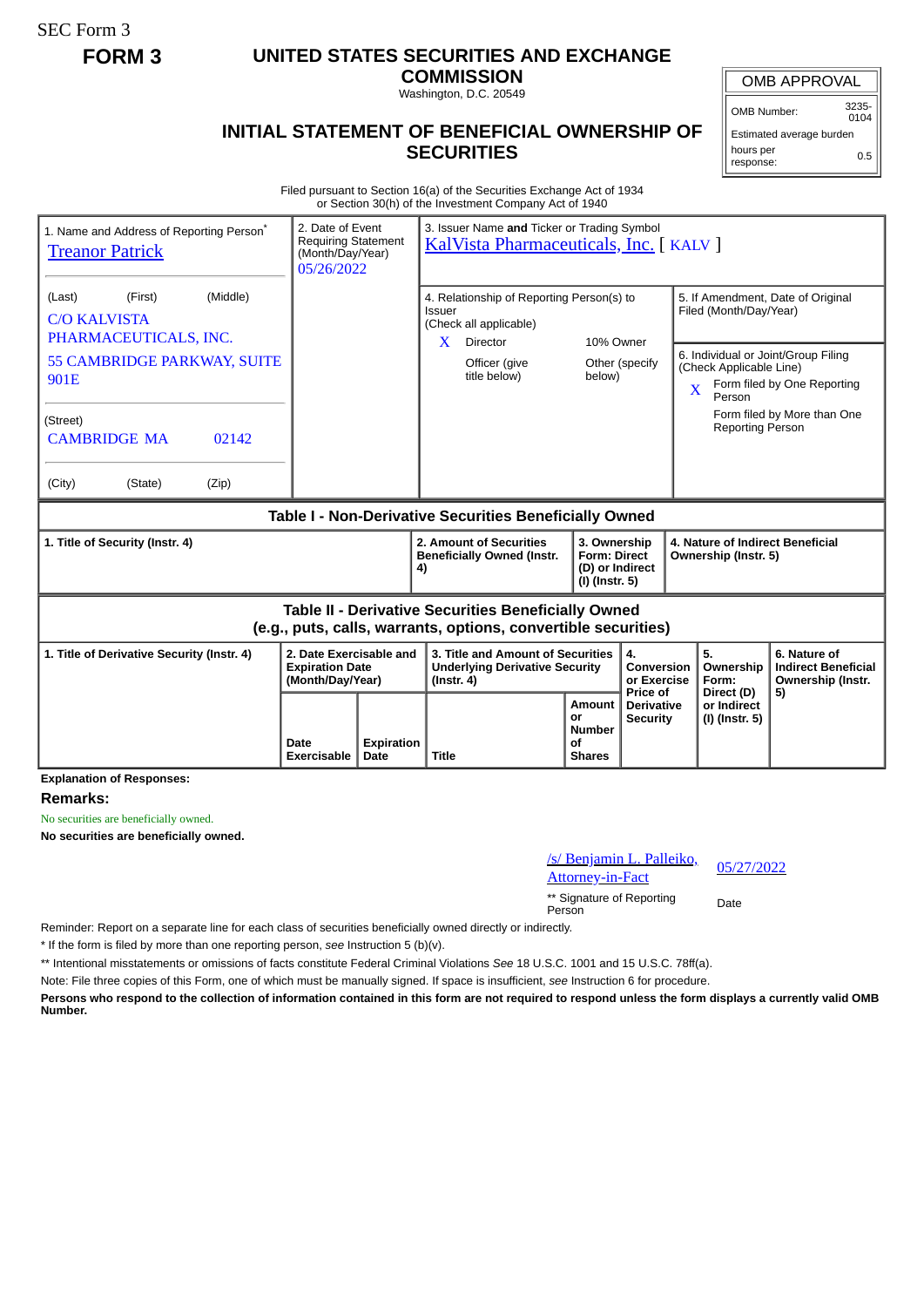SEC Form 3

**FORM 3**

# UNITED STATES SECURITIES AND EXCHANGE COMMISSION

Washington, D.C. 20549

## INITIAL STATEMENT OF BENEFICIAL OWNERSHIP OF SECURITIES

| OMB APPROVAL | |
|---|---|
| OMB Number: | 3235-0104 |
| Estimated average burden | |
| hours per response: | 0.5 |

Filed pursuant to Section 16(a) of the Securities Exchange Act of 1934
or Section 30(h) of the Investment Company Act of 1940

1. Name and Address of Reporting Person*
Treanor Patrick

(Last) (First) (Middle)
C/O KALVISTA PHARMACEUTICALS, INC.
55 CAMBRIDGE PARKWAY, SUITE 901E

(Street)
CAMBRIDGE MA 02142

(City) (State) (Zip)

2. Date of Event Requiring Statement (Month/Day/Year)
05/26/2022

3. Issuer Name and Ticker or Trading Symbol
KalVista Pharmaceuticals, Inc. [ KALV ]

4. Relationship of Reporting Person(s) to Issuer
(Check all applicable)
X Director
10% Owner
Officer (give title below)
Other (specify below)

5. If Amendment, Date of Original Filed (Month/Day/Year)

6. Individual or Joint/Group Filing (Check Applicable Line)
X Form filed by One Reporting Person
Form filed by More than One Reporting Person

### Table I - Non-Derivative Securities Beneficially Owned

| 1. Title of Security (Instr. 4) | 2. Amount of Securities Beneficially Owned (Instr. 4) | 3. Ownership Form: Direct (D) or Indirect (I) (Instr. 5) | 4. Nature of Indirect Beneficial Ownership (Instr. 5) |
|---|---|---|---|

### Table II - Derivative Securities Beneficially Owned (e.g., puts, calls, warrants, options, convertible securities)

| 1. Title of Derivative Security (Instr. 4) | 2. Date Exercisable and Expiration Date (Month/Day/Year) | | 3. Title and Amount of Securities Underlying Derivative Security (Instr. 4) | | 4. Conversion or Exercise Price of Derivative Security | 5. Ownership Form: Direct (D) or Indirect (I) (Instr. 5) | 6. Nature of Indirect Beneficial Ownership (Instr. 5) |
|---|---|---|---|---|---|---|---|
| | Date Exercisable | Expiration Date | Title | Amount or Number of Shares | | | |

**Explanation of Responses:**

**Remarks:**

No securities are beneficially owned.

**No securities are beneficially owned.**

/s/ Benjamin L. Palleiko, Attorney-in-Fact — 05/27/2022

** Signature of Reporting Person — Date

Reminder: Report on a separate line for each class of securities beneficially owned directly or indirectly.

* If the form is filed by more than one reporting person, *see* Instruction 5 (b)(v).

** Intentional misstatements or omissions of facts constitute Federal Criminal Violations *See* 18 U.S.C. 1001 and 15 U.S.C. 78ff(a).

Note: File three copies of this Form, one of which must be manually signed. If space is insufficient, *see* Instruction 6 for procedure.

**Persons who respond to the collection of information contained in this form are not required to respond unless the form displays a currently valid OMB Number.**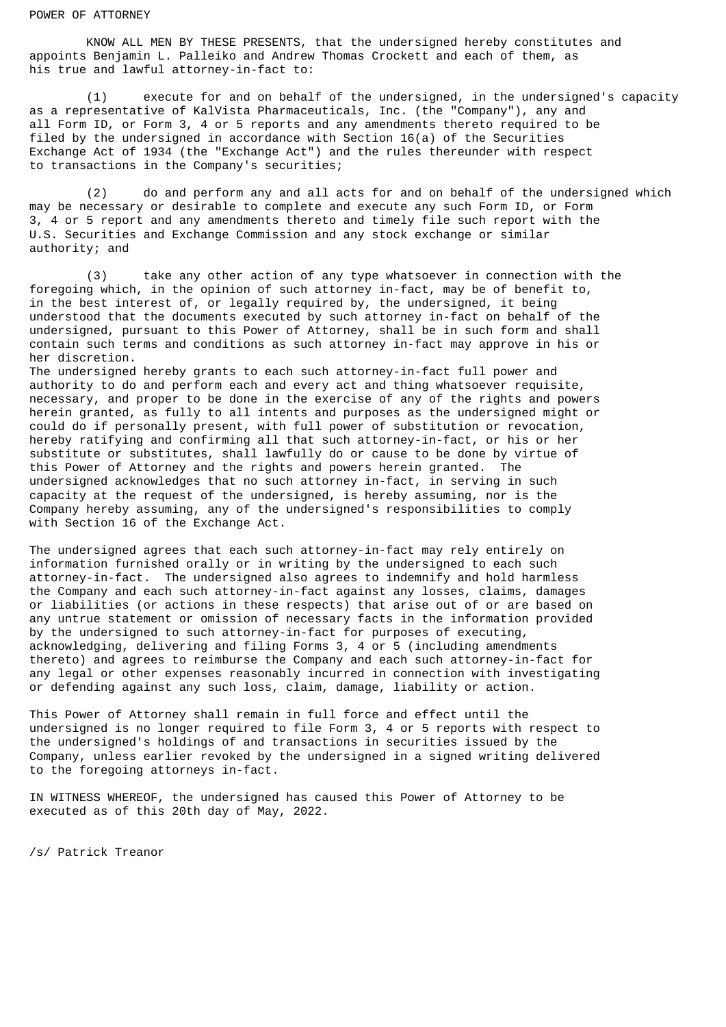# POWER OF ATTORNEY

KNOW ALL MEN BY THESE PRESENTS, that the undersigned hereby constitutes and appoints Benjamin L. Palleiko and Andrew Thomas Crockett and each of them, as his true and lawful attorney-in-fact to:

(1) execute for and on behalf of the undersigned, in the undersigned's capacity as a representative of KalVista Pharmaceuticals, Inc. (the "Company"), any and all Form ID, or Form 3, 4 or 5 reports and any amendments thereto required to be filed by the undersigned in accordance with Section 16(a) of the Securities Exchange Act of 1934 (the "Exchange Act") and the rules thereunder with respect to transactions in the Company's securities;

(2) do and perform any and all acts for and on behalf of the undersigned which may be necessary or desirable to complete and execute any such Form ID, or Form 3, 4 or 5 report and any amendments thereto and timely file such report with the U.S. Securities and Exchange Commission and any stock exchange or similar authority; and

(3) take any other action of any type whatsoever in connection with the foregoing which, in the opinion of such attorney in-fact, may be of benefit to, in the best interest of, or legally required by, the undersigned, it being understood that the documents executed by such attorney in-fact on behalf of the undersigned, pursuant to this Power of Attorney, shall be in such form and shall contain such terms and conditions as such attorney in-fact may approve in his or her discretion.

The undersigned hereby grants to each such attorney-in-fact full power and authority to do and perform each and every act and thing whatsoever requisite, necessary, and proper to be done in the exercise of any of the rights and powers herein granted, as fully to all intents and purposes as the undersigned might or could do if personally present, with full power of substitution or revocation, hereby ratifying and confirming all that such attorney-in-fact, or his or her substitute or substitutes, shall lawfully do or cause to be done by virtue of this Power of Attorney and the rights and powers herein granted. The undersigned acknowledges that no such attorney in-fact, in serving in such capacity at the request of the undersigned, is hereby assuming, nor is the Company hereby assuming, any of the undersigned's responsibilities to comply with Section 16 of the Exchange Act.

The undersigned agrees that each such attorney-in-fact may rely entirely on information furnished orally or in writing by the undersigned to each such attorney-in-fact. The undersigned also agrees to indemnify and hold harmless the Company and each such attorney-in-fact against any losses, claims, damages or liabilities (or actions in these respects) that arise out of or are based on any untrue statement or omission of necessary facts in the information provided by the undersigned to such attorney-in-fact for purposes of executing, acknowledging, delivering and filing Forms 3, 4 or 5 (including amendments thereto) and agrees to reimburse the Company and each such attorney-in-fact for any legal or other expenses reasonably incurred in connection with investigating or defending against any such loss, claim, damage, liability or action.

This Power of Attorney shall remain in full force and effect until the undersigned is no longer required to file Form 3, 4 or 5 reports with respect to the undersigned's holdings of and transactions in securities issued by the Company, unless earlier revoked by the undersigned in a signed writing delivered to the foregoing attorneys in-fact.

IN WITNESS WHEREOF, the undersigned has caused this Power of Attorney to be executed as of this 20th day of May, 2022.

/s/ Patrick Treanor